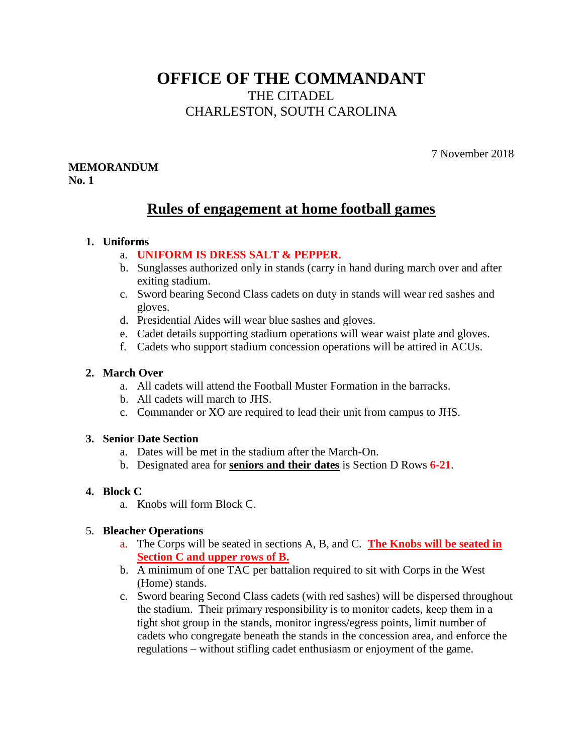# OFFICE OF THE COMMANDANT

THE CITADEL
CHARLESTON, SOUTH CAROLINA

7 November 2018

**MEMORANDUM**
**No. 1**

## Rules of engagement at home football games

1. **Uniforms**
   a. **UNIFORM IS DRESS SALT & PEPPER.**
   b. Sunglasses authorized only in stands (carry in hand during march over and after exiting stadium.
   c. Sword bearing Second Class cadets on duty in stands will wear red sashes and gloves.
   d. Presidential Aides will wear blue sashes and gloves.
   e. Cadet details supporting stadium operations will wear waist plate and gloves.
   f. Cadets who support stadium concession operations will be attired in ACUs.

2. **March Over**
   a. All cadets will attend the Football Muster Formation in the barracks.
   b. All cadets will march to JHS.
   c. Commander or XO are required to lead their unit from campus to JHS.

3. **Senior Date Section**
   a. Dates will be met in the stadium after the March-On.
   b. Designated area for **seniors and their dates** is Section D Rows **6-21**.

4. **Block C**
   a. Knobs will form Block C.

5. **Bleacher Operations**
   a. The Corps will be seated in sections A, B, and C. **The Knobs will be seated in Section C and upper rows of B.**
   b. A minimum of one TAC per battalion required to sit with Corps in the West (Home) stands.
   c. Sword bearing Second Class cadets (with red sashes) will be dispersed throughout the stadium. Their primary responsibility is to monitor cadets, keep them in a tight shot group in the stands, monitor ingress/egress points, limit number of cadets who congregate beneath the stands in the concession area, and enforce the regulations – without stifling cadet enthusiasm or enjoyment of the game.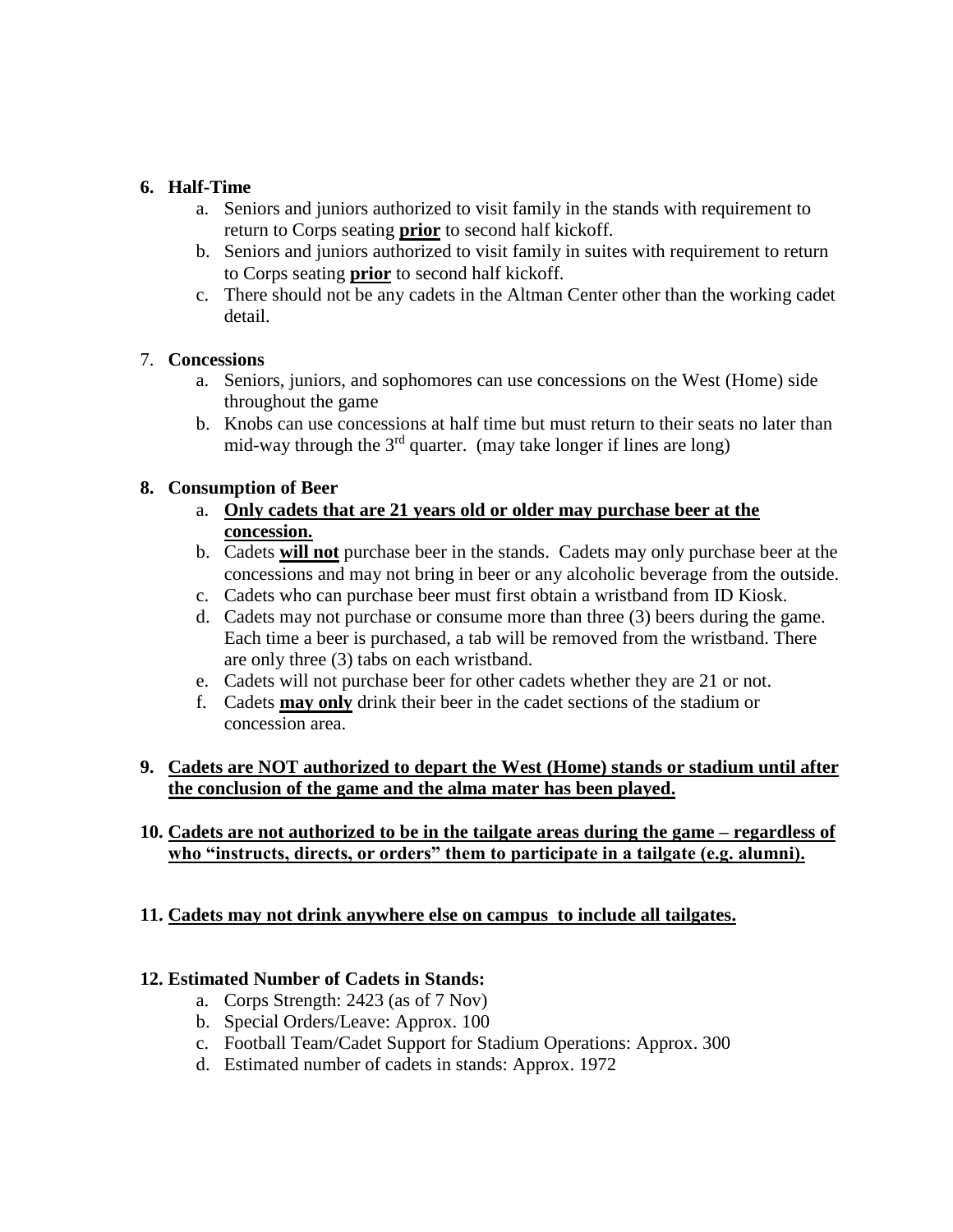6. **Half-Time**
    a. Seniors and juniors authorized to visit family in the stands with requirement to return to Corps seating **prior** to second half kickoff.
    b. Seniors and juniors authorized to visit family in suites with requirement to return to Corps seating **prior** to second half kickoff.
    c. There should not be any cadets in the Altman Center other than the working cadet detail.

7. **Concessions**
    a. Seniors, juniors, and sophomores can use concessions on the West (Home) side throughout the game
    b. Knobs can use concessions at half time but must return to their seats no later than mid-way through the 3rd quarter. (may take longer if lines are long)

8. **Consumption of Beer**
    a. **Only cadets that are 21 years old or older may purchase beer at the concession.**
    b. Cadets **will not** purchase beer in the stands. Cadets may only purchase beer at the concessions and may not bring in beer or any alcoholic beverage from the outside.
    c. Cadets who can purchase beer must first obtain a wristband from ID Kiosk.
    d. Cadets may not purchase or consume more than three (3) beers during the game. Each time a beer is purchased, a tab will be removed from the wristband. There are only three (3) tabs on each wristband.
    e. Cadets will not purchase beer for other cadets whether they are 21 or not.
    f. Cadets **may only** drink their beer in the cadet sections of the stadium or concession area.

9. **Cadets are NOT authorized to depart the West (Home) stands or stadium until after the conclusion of the game and the alma mater has been played.**

10. **Cadets are not authorized to be in the tailgate areas during the game – regardless of who "instructs, directs, or orders" them to participate in a tailgate (e.g. alumni).**

11. **Cadets may not drink anywhere else on campus to include all tailgates.**

12. **Estimated Number of Cadets in Stands:**
    a. Corps Strength: 2423 (as of 7 Nov)
    b. Special Orders/Leave: Approx. 100
    c. Football Team/Cadet Support for Stadium Operations: Approx. 300
    d. Estimated number of cadets in stands: Approx. 1972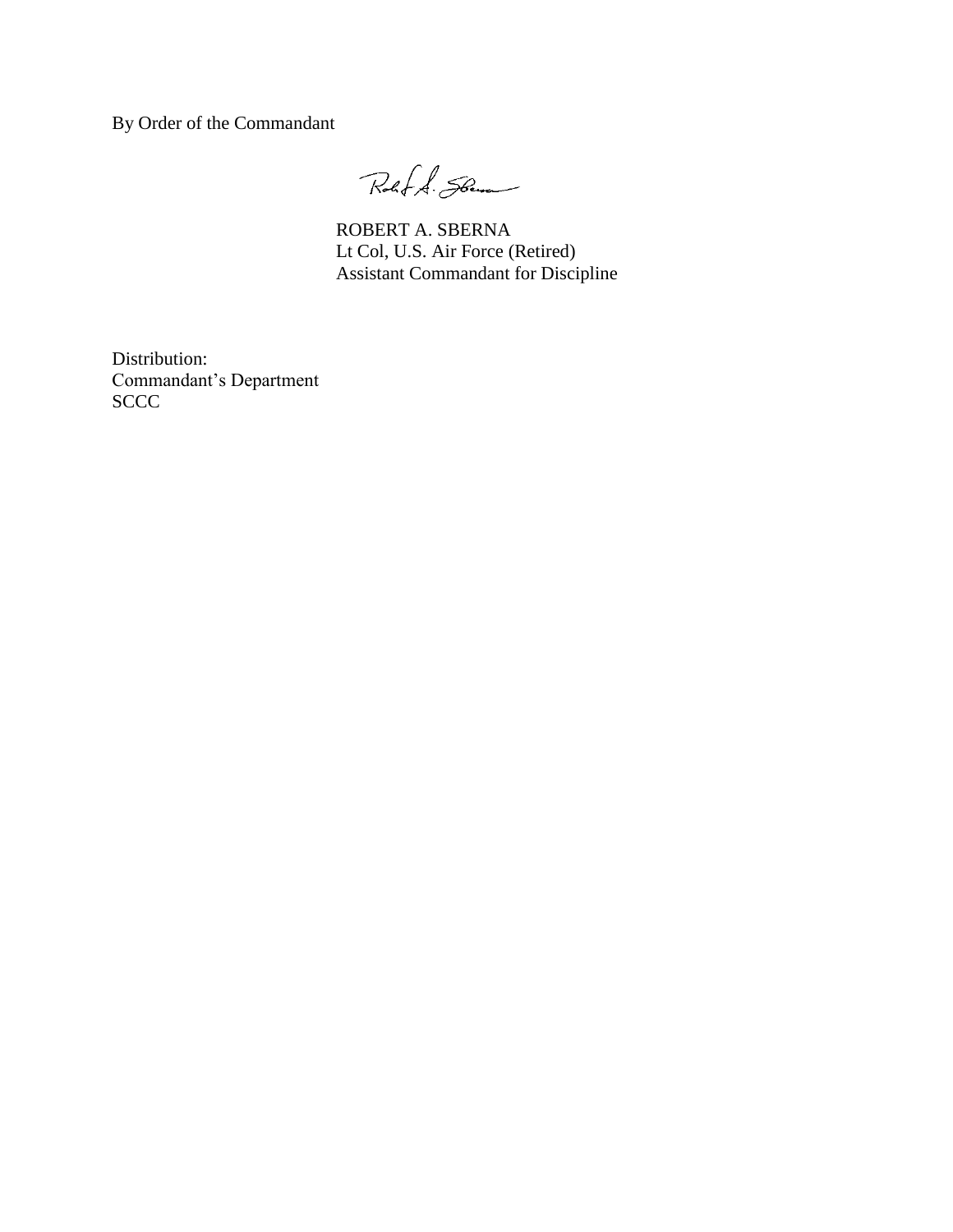By Order of the Commandant

ROBERT A. SBERNA
Lt Col, U.S. Air Force (Retired)
Assistant Commandant for Discipline

Distribution:
Commandant's Department
SCCC